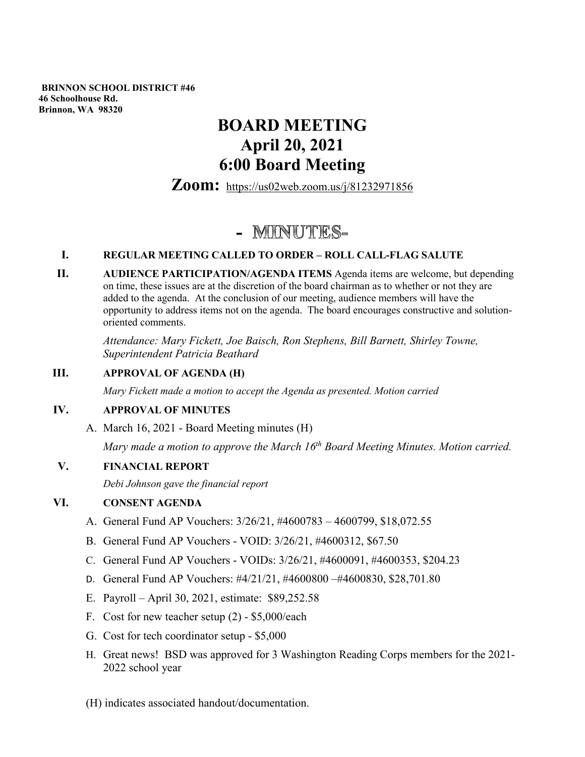**BRINNON SCHOOL DISTRICT #46**
**46 Schoolhouse Rd.**
**Brinnon, WA 98320**

# BOARD MEETING
# April 20, 2021
# 6:00 Board Meeting

## Zoom: https://us02web.zoom.us/j/81232971856

## - MINUTES-

**I. REGULAR MEETING CALLED TO ORDER – ROLL CALL-FLAG SALUTE**

**II. AUDIENCE PARTICIPATION/AGENDA ITEMS** Agenda items are welcome, but depending on time, these issues are at the discretion of the board chairman as to whether or not they are added to the agenda. At the conclusion of our meeting, audience members will have the opportunity to address items not on the agenda. The board encourages constructive and solution-oriented comments.

*Attendance: Mary Fickett, Joe Baisch, Ron Stephens, Bill Barnett, Shirley Towne, Superintendent Patricia Beathard*

**III. APPROVAL OF AGENDA (H)**

*Mary Fickett made a motion to accept the Agenda as presented. Motion carried*

**IV. APPROVAL OF MINUTES**

A. March 16, 2021 - Board Meeting minutes (H)

*Mary made a motion to approve the March 16th Board Meeting Minutes. Motion carried.*

**V. FINANCIAL REPORT**

*Debi Johnson gave the financial report*

**VI. CONSENT AGENDA**

A. General Fund AP Vouchers: 3/26/21, #4600783 – 4600799, $18,072.55

B. General Fund AP Vouchers - VOID: 3/26/21, #4600312, $67.50

C. General Fund AP Vouchers - VOIDs: 3/26/21, #4600091, #4600353, $204.23

D. General Fund AP Vouchers: #4/21/21, #4600800 –#4600830, $28,701.80

E. Payroll – April 30, 2021, estimate: $89,252.58

F. Cost for new teacher setup (2) - $5,000/each

G. Cost for tech coordinator setup - $5,000

H. Great news! BSD was approved for 3 Washington Reading Corps members for the 2021-2022 school year

(H) indicates associated handout/documentation.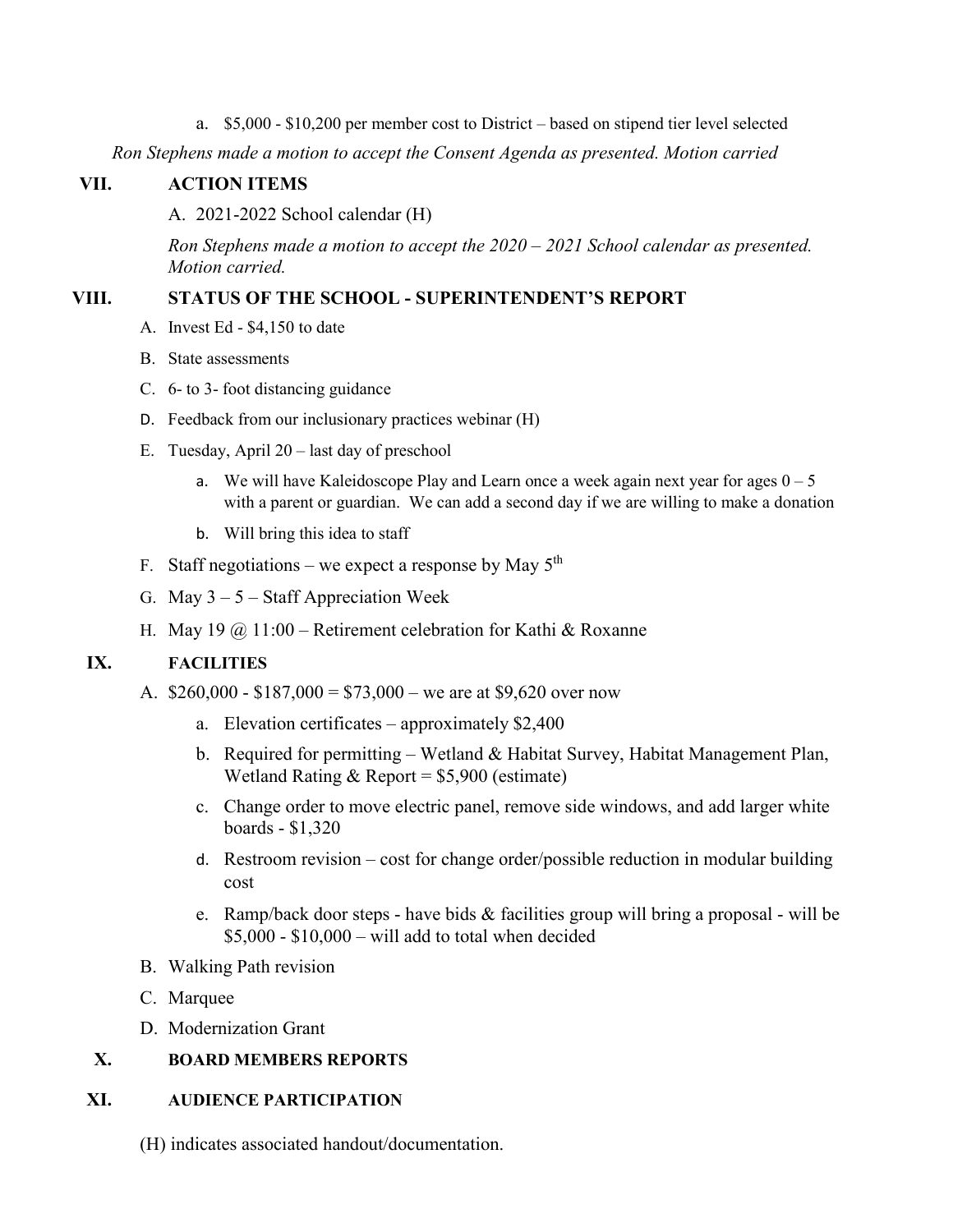a. $5,000 - $10,200 per member cost to District – based on stipend tier level selected

*Ron Stephens made a motion to accept the Consent Agenda as presented. Motion carried*

## VII. ACTION ITEMS

A. 2021-2022 School calendar (H)

*Ron Stephens made a motion to accept the 2020 – 2021 School calendar as presented. Motion carried.*

## VIII. STATUS OF THE SCHOOL - SUPERINTENDENT'S REPORT

A. Invest Ed - $4,150 to date

B. State assessments

C. 6- to 3- foot distancing guidance

D. Feedback from our inclusionary practices webinar (H)

E. Tuesday, April 20 – last day of preschool

   a. We will have Kaleidoscope Play and Learn once a week again next year for ages 0 – 5 with a parent or guardian. We can add a second day if we are willing to make a donation

   b. Will bring this idea to staff

F. Staff negotiations – we expect a response by May 5th

G. May 3 – 5 – Staff Appreciation Week

H. May 19 @ 11:00 – Retirement celebration for Kathi & Roxanne

## IX. FACILITIES

A. $260,000 - $187,000 = $73,000 – we are at $9,620 over now

   a. Elevation certificates – approximately $2,400

   b. Required for permitting – Wetland & Habitat Survey, Habitat Management Plan, Wetland Rating & Report = $5,900 (estimate)

   c. Change order to move electric panel, remove side windows, and add larger white boards - $1,320

   d. Restroom revision – cost for change order/possible reduction in modular building cost

   e. Ramp/back door steps - have bids & facilities group will bring a proposal - will be $5,000 - $10,000 – will add to total when decided

B. Walking Path revision

C. Marquee

D. Modernization Grant

## X. BOARD MEMBERS REPORTS

## XI. AUDIENCE PARTICIPATION

(H) indicates associated handout/documentation.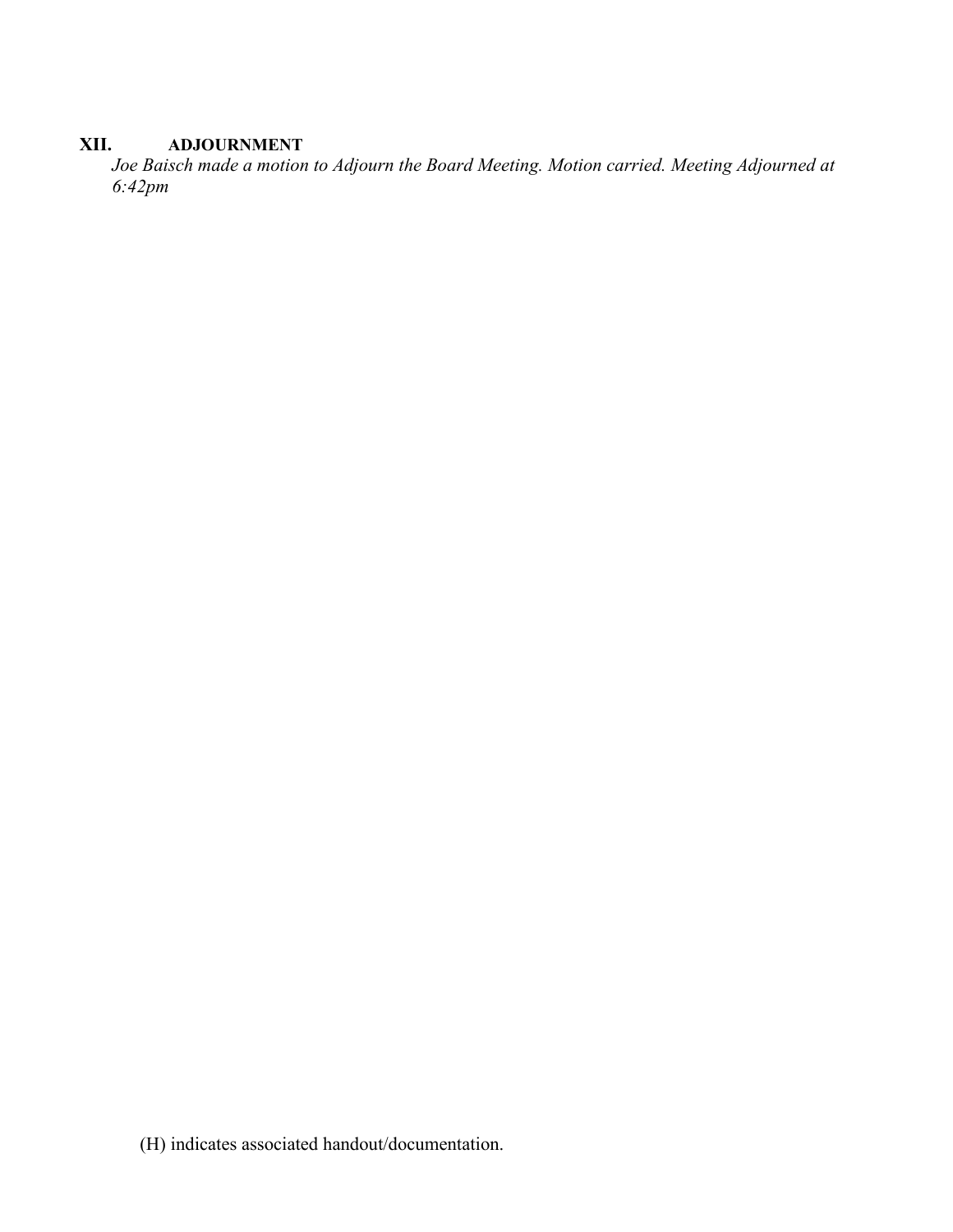## XII. ADJOURNMENT

*Joe Baisch made a motion to Adjourn the Board Meeting. Motion carried. Meeting Adjourned at 6:42pm*

(H) indicates associated handout/documentation.